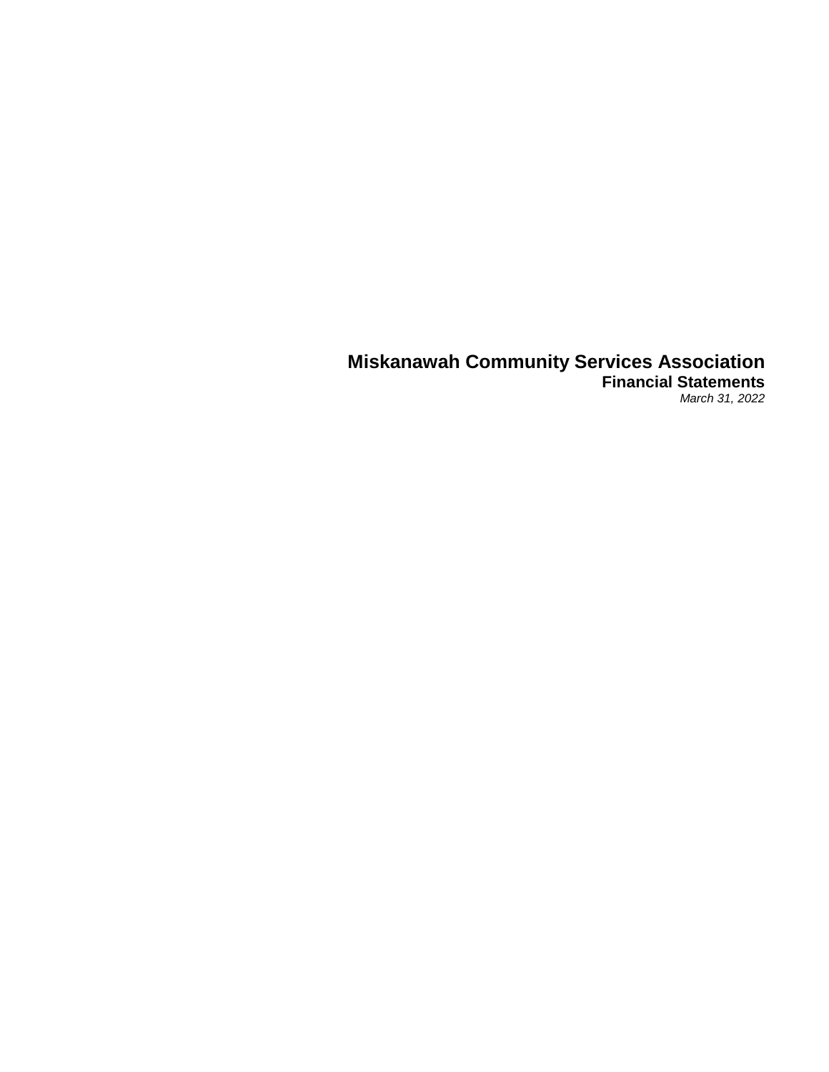# Miskanawah Community Services Association

## Financial Statements

*March 31, 2022*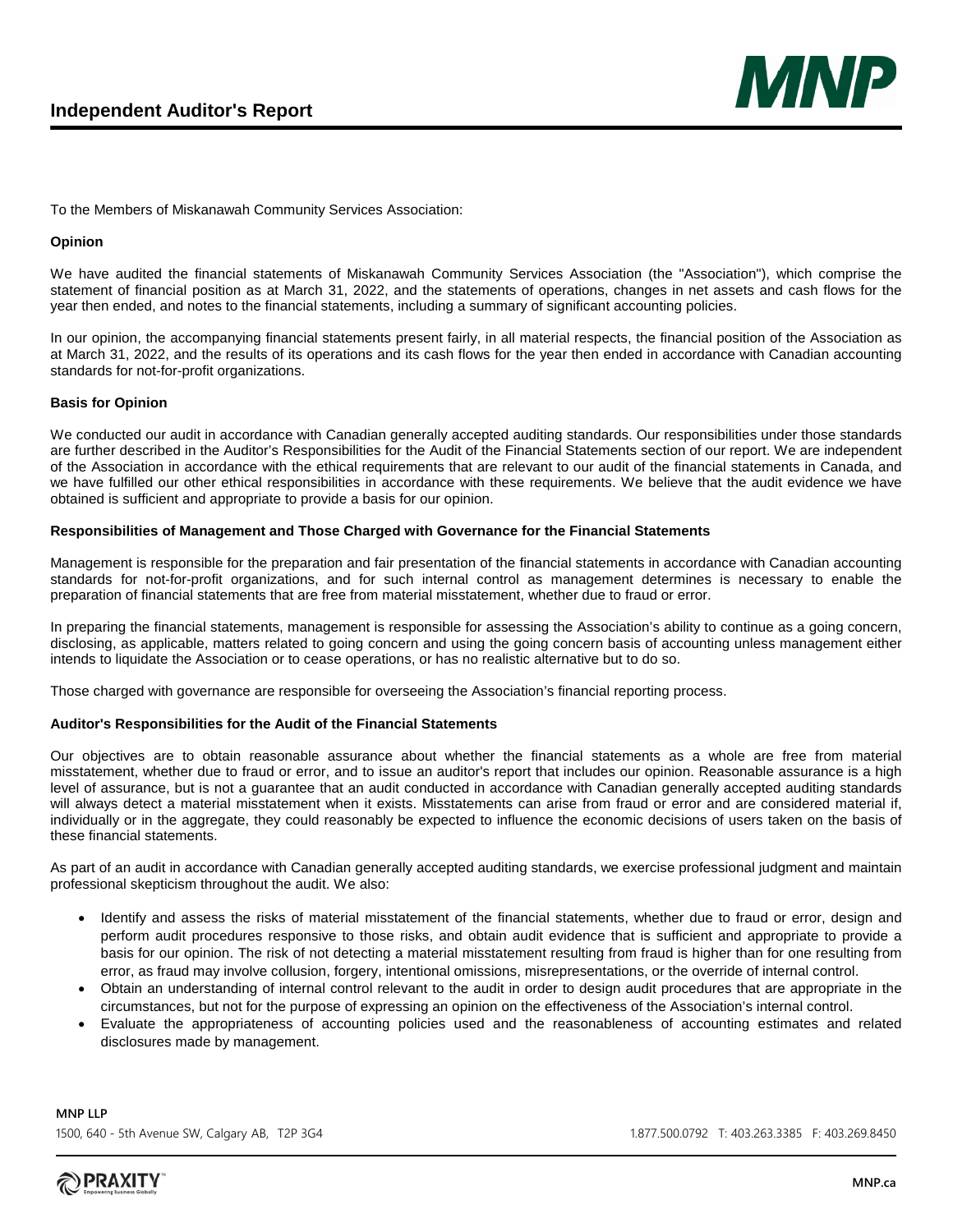# Independent Auditor's Report

To the Members of Miskanawah Community Services Association:

**Opinion**

We have audited the financial statements of Miskanawah Community Services Association (the "Association"), which comprise the statement of financial position as at March 31, 2022, and the statements of operations, changes in net assets and cash flows for the year then ended, and notes to the financial statements, including a summary of significant accounting policies.

In our opinion, the accompanying financial statements present fairly, in all material respects, the financial position of the Association as at March 31, 2022, and the results of its operations and its cash flows for the year then ended in accordance with Canadian accounting standards for not-for-profit organizations.

**Basis for Opinion**

We conducted our audit in accordance with Canadian generally accepted auditing standards. Our responsibilities under those standards are further described in the Auditor's Responsibilities for the Audit of the Financial Statements section of our report. We are independent of the Association in accordance with the ethical requirements that are relevant to our audit of the financial statements in Canada, and we have fulfilled our other ethical responsibilities in accordance with these requirements. We believe that the audit evidence we have obtained is sufficient and appropriate to provide a basis for our opinion.

**Responsibilities of Management and Those Charged with Governance for the Financial Statements**

Management is responsible for the preparation and fair presentation of the financial statements in accordance with Canadian accounting standards for not-for-profit organizations, and for such internal control as management determines is necessary to enable the preparation of financial statements that are free from material misstatement, whether due to fraud or error.

In preparing the financial statements, management is responsible for assessing the Association's ability to continue as a going concern, disclosing, as applicable, matters related to going concern and using the going concern basis of accounting unless management either intends to liquidate the Association or to cease operations, or has no realistic alternative but to do so.

Those charged with governance are responsible for overseeing the Association's financial reporting process.

**Auditor's Responsibilities for the Audit of the Financial Statements**

Our objectives are to obtain reasonable assurance about whether the financial statements as a whole are free from material misstatement, whether due to fraud or error, and to issue an auditor's report that includes our opinion. Reasonable assurance is a high level of assurance, but is not a guarantee that an audit conducted in accordance with Canadian generally accepted auditing standards will always detect a material misstatement when it exists. Misstatements can arise from fraud or error and are considered material if, individually or in the aggregate, they could reasonably be expected to influence the economic decisions of users taken on the basis of these financial statements.

As part of an audit in accordance with Canadian generally accepted auditing standards, we exercise professional judgment and maintain professional skepticism throughout the audit. We also:

- Identify and assess the risks of material misstatement of the financial statements, whether due to fraud or error, design and perform audit procedures responsive to those risks, and obtain audit evidence that is sufficient and appropriate to provide a basis for our opinion. The risk of not detecting a material misstatement resulting from fraud is higher than for one resulting from error, as fraud may involve collusion, forgery, intentional omissions, misrepresentations, or the override of internal control.
- Obtain an understanding of internal control relevant to the audit in order to design audit procedures that are appropriate in the circumstances, but not for the purpose of expressing an opinion on the effectiveness of the Association's internal control.
- Evaluate the appropriateness of accounting policies used and the reasonableness of accounting estimates and related disclosures made by management.

**MNP LLP**
1500, 640 - 5th Avenue SW, Calgary AB, T2P 3G4 1.877.500.0792 T: 403.263.3385 F: 403.269.8450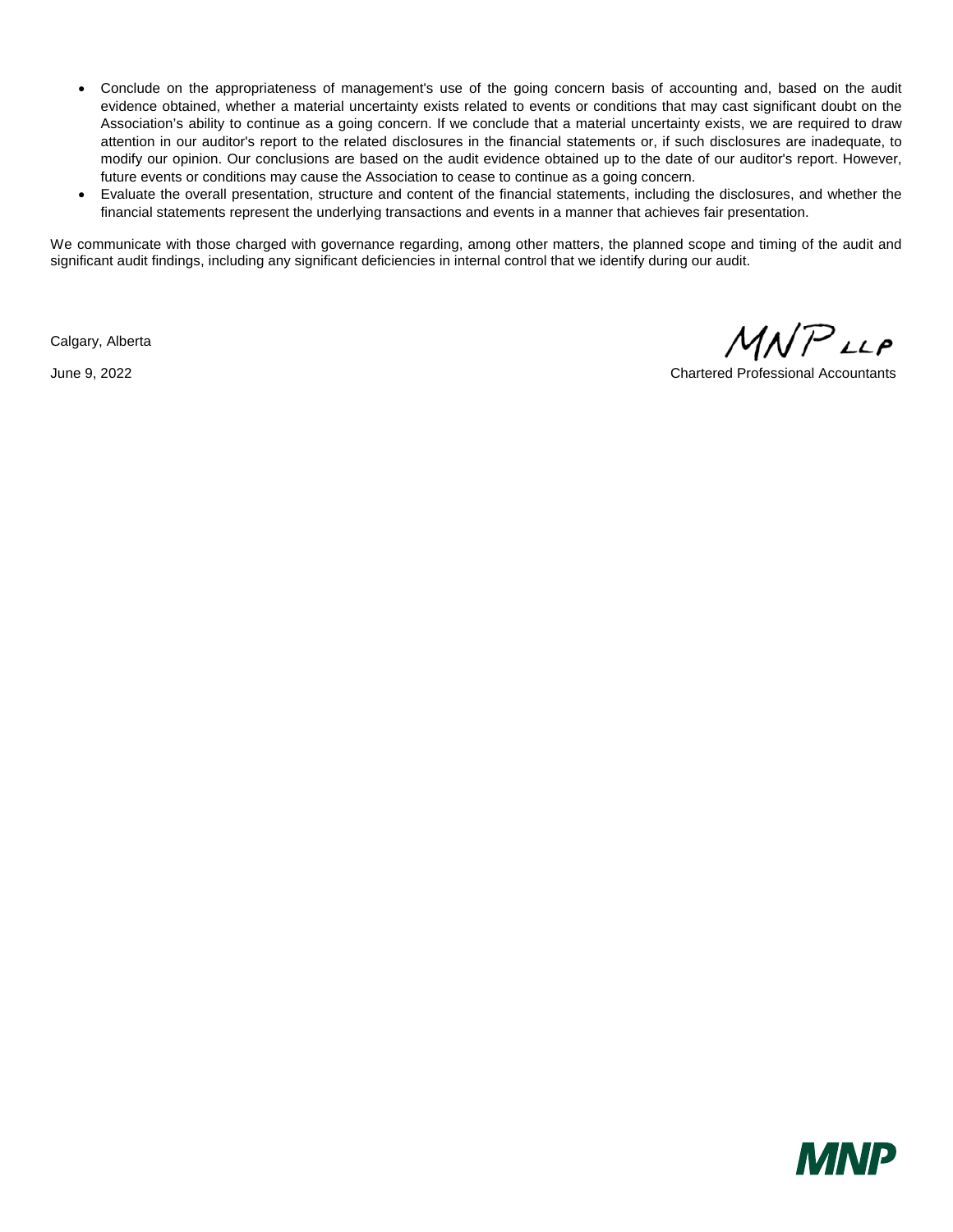- Conclude on the appropriateness of management's use of the going concern basis of accounting and, based on the audit evidence obtained, whether a material uncertainty exists related to events or conditions that may cast significant doubt on the Association's ability to continue as a going concern. If we conclude that a material uncertainty exists, we are required to draw attention in our auditor's report to the related disclosures in the financial statements or, if such disclosures are inadequate, to modify our opinion. Our conclusions are based on the audit evidence obtained up to the date of our auditor's report. However, future events or conditions may cause the Association to cease to continue as a going concern.
- Evaluate the overall presentation, structure and content of the financial statements, including the disclosures, and whether the financial statements represent the underlying transactions and events in a manner that achieves fair presentation.

We communicate with those charged with governance regarding, among other matters, the planned scope and timing of the audit and significant audit findings, including any significant deficiencies in internal control that we identify during our audit.

Calgary, Alberta

June 9, 2022

MNP LLP

Chartered Professional Accountants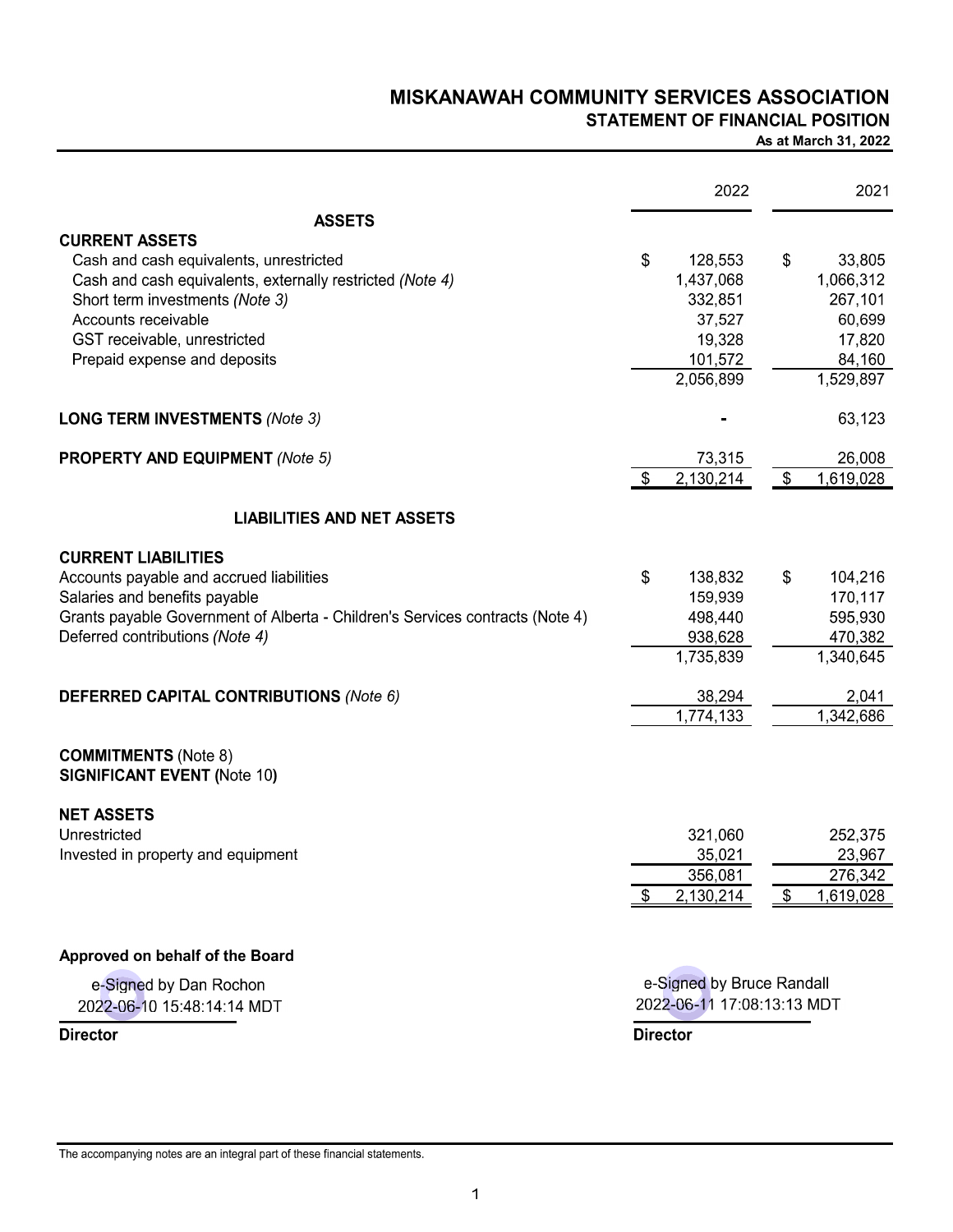# MISKANAWAH COMMUNITY SERVICES ASSOCIATION

## STATEMENT OF FINANCIAL POSITION

**As at March 31, 2022**

| | 2022 | 2021 |
|---|---|---|
| **ASSETS** | | |
| **CURRENT ASSETS** | | |
| Cash and cash equivalents, unrestricted | $ 128,553 | $ 33,805 |
| Cash and cash equivalents, externally restricted *(Note 4)* | 1,437,068 | 1,066,312 |
| Short term investments *(Note 3)* | 332,851 | 267,101 |
| Accounts receivable | 37,527 | 60,699 |
| GST receivable, unrestricted | 19,328 | 17,820 |
| Prepaid expense and deposits | 101,572 | 84,160 |
| | 2,056,899 | 1,529,897 |
| **LONG TERM INVESTMENTS** *(Note 3)* | - | 63,123 |
| **PROPERTY AND EQUIPMENT** *(Note 5)* | 73,315 | 26,008 |
| | $ 2,130,214 | $ 1,619,028 |
| **LIABILITIES AND NET ASSETS** | | |
| **CURRENT LIABILITIES** | | |
| Accounts payable and accrued liabilities | $ 138,832 | $ 104,216 |
| Salaries and benefits payable | 159,939 | 170,117 |
| Grants payable Government of Alberta - Children's Services contracts (Note 4) | 498,440 | 595,930 |
| Deferred contributions *(Note 4)* | 938,628 | 470,382 |
| | 1,735,839 | 1,340,645 |
| **DEFERRED CAPITAL CONTRIBUTIONS** *(Note 6)* | 38,294 | 2,041 |
| | 1,774,133 | 1,342,686 |
| **COMMITMENTS** (Note 8) | | |
| **SIGNIFICANT EVENT (**Note 10**)** | | |
| **NET ASSETS** | | |
| Unrestricted | 321,060 | 252,375 |
| Invested in property and equipment | 35,021 | 23,967 |
| | 356,081 | 276,342 |
| | $ 2,130,214 | $ 1,619,028 |

**Approved on behalf of the Board**

e-Signed by Dan Rochon
2022-06-10 15:48:14:14 MDT
**Director**

e-Signed by Bruce Randall
2022-06-11 17:08:13:13 MDT
**Director**

The accompanying notes are an integral part of these financial statements.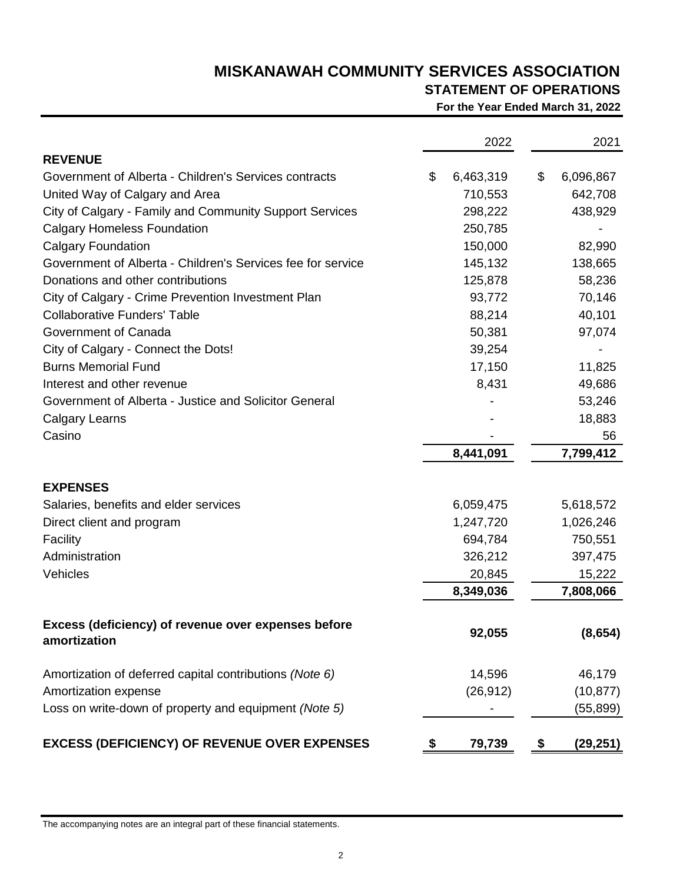# MISKANAWAH COMMUNITY SERVICES ASSOCIATION

## STATEMENT OF OPERATIONS

**For the Year Ended March 31, 2022**

| | 2022 | 2021 |
|---|---|---|
| **REVENUE** | | |
| Government of Alberta - Children's Services contracts | $ 6,463,319 | $ 6,096,867 |
| United Way of Calgary and Area | 710,553 | 642,708 |
| City of Calgary - Family and Community Support Services | 298,222 | 438,929 |
| Calgary Homeless Foundation | 250,785 | - |
| Calgary Foundation | 150,000 | 82,990 |
| Government of Alberta - Children's Services fee for service | 145,132 | 138,665 |
| Donations and other contributions | 125,878 | 58,236 |
| City of Calgary - Crime Prevention Investment Plan | 93,772 | 70,146 |
| Collaborative Funders' Table | 88,214 | 40,101 |
| Government of Canada | 50,381 | 97,074 |
| City of Calgary - Connect the Dots! | 39,254 | - |
| Burns Memorial Fund | 17,150 | 11,825 |
| Interest and other revenue | 8,431 | 49,686 |
| Government of Alberta - Justice and Solicitor General | - | 53,246 |
| Calgary Learns | - | 18,883 |
| Casino | - | 56 |
| | **8,441,091** | **7,799,412** |
| **EXPENSES** | | |
| Salaries, benefits and elder services | 6,059,475 | 5,618,572 |
| Direct client and program | 1,247,720 | 1,026,246 |
| Facility | 694,784 | 750,551 |
| Administration | 326,212 | 397,475 |
| Vehicles | 20,845 | 15,222 |
| | **8,349,036** | **7,808,066** |
| **Excess (deficiency) of revenue over expenses before amortization** | **92,055** | **(8,654)** |
| Amortization of deferred capital contributions *(Note 6)* | 14,596 | 46,179 |
| Amortization expense | (26,912) | (10,877) |
| Loss on write-down of property and equipment *(Note 5)* | - | (55,899) |
| **EXCESS (DEFICIENCY) OF REVENUE OVER EXPENSES** | **$ 79,739** | **$ (29,251)** |

The accompanying notes are an integral part of these financial statements.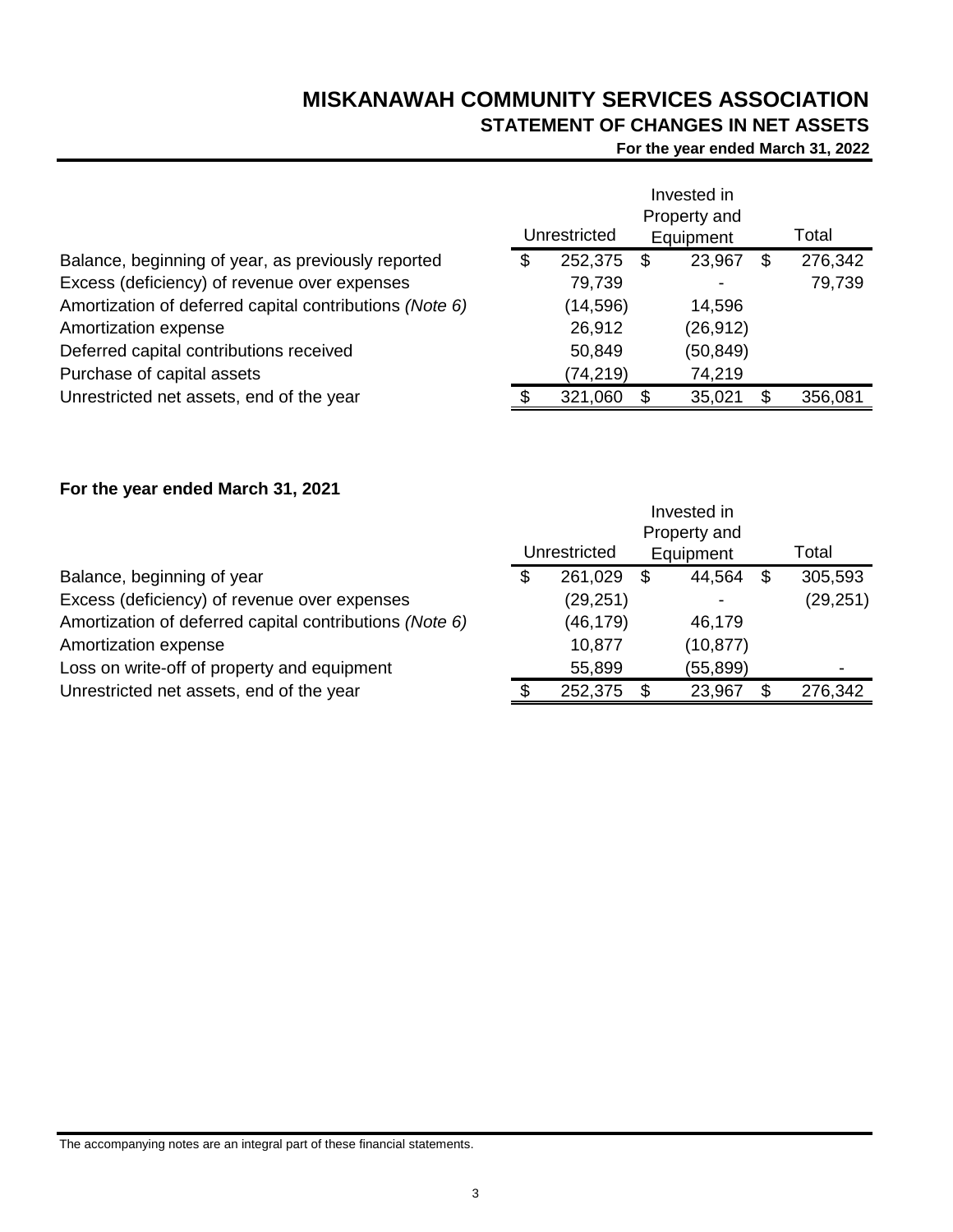# MISKANAWAH COMMUNITY SERVICES ASSOCIATION

## STATEMENT OF CHANGES IN NET ASSETS

**For the year ended March 31, 2022**

| | Unrestricted | Invested in Property and Equipment | Total |
|---|---|---|---|
| Balance, beginning of year, as previously reported | $ 252,375 | $ 23,967 | $ 276,342 |
| Excess (deficiency) of revenue over expenses | 79,739 | - | 79,739 |
| Amortization of deferred capital contributions *(Note 6)* | (14,596) | 14,596 | |
| Amortization expense | 26,912 | (26,912) | |
| Deferred capital contributions received | 50,849 | (50,849) | |
| Purchase of capital assets | (74,219) | 74,219 | |
| Unrestricted net assets, end of the year | $ 321,060 | $ 35,021 | $ 356,081 |

**For the year ended March 31, 2021**

| | Unrestricted | Invested in Property and Equipment | Total |
|---|---|---|---|
| Balance, beginning of year | $ 261,029 | $ 44,564 | $ 305,593 |
| Excess (deficiency) of revenue over expenses | (29,251) | - | (29,251) |
| Amortization of deferred capital contributions *(Note 6)* | (46,179) | 46,179 | |
| Amortization expense | 10,877 | (10,877) | |
| Loss on write-off of property and equipment | 55,899 | (55,899) | - |
| Unrestricted net assets, end of the year | $ 252,375 | $ 23,967 | $ 276,342 |

The accompanying notes are an integral part of these financial statements.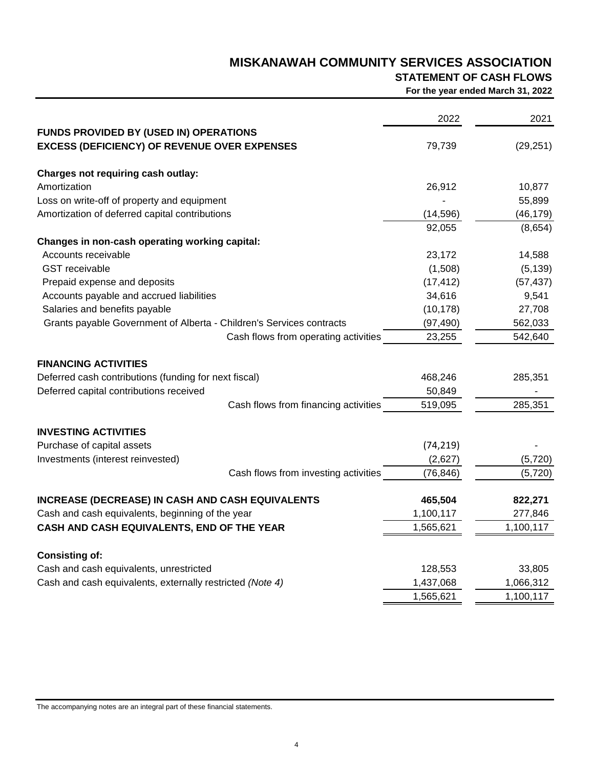# MISKANAWAH COMMUNITY SERVICES ASSOCIATION

## STATEMENT OF CASH FLOWS

**For the year ended March 31, 2022**

| | 2022 | 2021 |
|---|---|---|
| **FUNDS PROVIDED BY (USED IN) OPERATIONS** | | |
| **EXCESS (DEFICIENCY) OF REVENUE OVER EXPENSES** | 79,739 | (29,251) |
| | | |
| **Charges not requiring cash outlay:** | | |
| Amortization | 26,912 | 10,877 |
| Loss on write-off of property and equipment | - | 55,899 |
| Amortization of deferred capital contributions | (14,596) | (46,179) |
| | 92,055 | (8,654) |
| **Changes in non-cash operating working capital:** | | |
| Accounts receivable | 23,172 | 14,588 |
| GST receivable | (1,508) | (5,139) |
| Prepaid expense and deposits | (17,412) | (57,437) |
| Accounts payable and accrued liabilities | 34,616 | 9,541 |
| Salaries and benefits payable | (10,178) | 27,708 |
| Grants payable Government of Alberta - Children's Services contracts | (97,490) | 562,033 |
| Cash flows from operating activities | 23,255 | 542,640 |
| | | |
| **FINANCING ACTIVITIES** | | |
| Deferred cash contributions (funding for next fiscal) | 468,246 | 285,351 |
| Deferred capital contributions received | 50,849 | - |
| Cash flows from financing activities | 519,095 | 285,351 |
| | | |
| **INVESTING ACTIVITIES** | | |
| Purchase of capital assets | (74,219) | - |
| Investments (interest reinvested) | (2,627) | (5,720) |
| Cash flows from investing activities | (76,846) | (5,720) |
| | | |
| **INCREASE (DECREASE) IN CASH AND CASH EQUIVALENTS** | **465,504** | **822,271** |
| Cash and cash equivalents, beginning of the year | 1,100,117 | 277,846 |
| **CASH AND CASH EQUIVALENTS, END OF THE YEAR** | 1,565,621 | 1,100,117 |
| | | |
| **Consisting of:** | | |
| Cash and cash equivalents, unrestricted | 128,553 | 33,805 |
| Cash and cash equivalents, externally restricted *(Note 4)* | 1,437,068 | 1,066,312 |
| | 1,565,621 | 1,100,117 |

The accompanying notes are an integral part of these financial statements.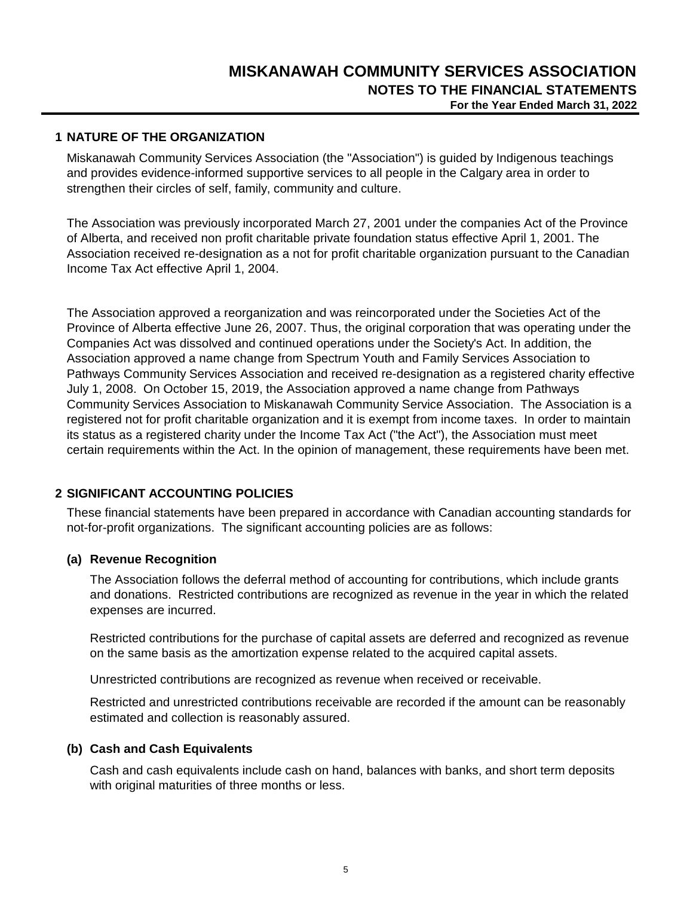# MISKANAWAH COMMUNITY SERVICES ASSOCIATION

## NOTES TO THE FINANCIAL STATEMENTS

**For the Year Ended March 31, 2022**

## 1 NATURE OF THE ORGANIZATION

Miskanawah Community Services Association (the "Association") is guided by Indigenous teachings and provides evidence-informed supportive services to all people in the Calgary area in order to strengthen their circles of self, family, community and culture.

The Association was previously incorporated March 27, 2001 under the companies Act of the Province of Alberta, and received non profit charitable private foundation status effective April 1, 2001. The Association received re-designation as a not for profit charitable organization pursuant to the Canadian Income Tax Act effective April 1, 2004.

The Association approved a reorganization and was reincorporated under the Societies Act of the Province of Alberta effective June 26, 2007. Thus, the original corporation that was operating under the Companies Act was dissolved and continued operations under the Society's Act. In addition, the Association approved a name change from Spectrum Youth and Family Services Association to Pathways Community Services Association and received re-designation as a registered charity effective July 1, 2008. On October 15, 2019, the Association approved a name change from Pathways Community Services Association to Miskanawah Community Service Association. The Association is a registered not for profit charitable organization and it is exempt from income taxes. In order to maintain its status as a registered charity under the Income Tax Act ("the Act"), the Association must meet certain requirements within the Act. In the opinion of management, these requirements have been met.

## 2 SIGNIFICANT ACCOUNTING POLICIES

These financial statements have been prepared in accordance with Canadian accounting standards for not-for-profit organizations. The significant accounting policies are as follows:

### (a) Revenue Recognition

The Association follows the deferral method of accounting for contributions, which include grants and donations. Restricted contributions are recognized as revenue in the year in which the related expenses are incurred.

Restricted contributions for the purchase of capital assets are deferred and recognized as revenue on the same basis as the amortization expense related to the acquired capital assets.

Unrestricted contributions are recognized as revenue when received or receivable.

Restricted and unrestricted contributions receivable are recorded if the amount can be reasonably estimated and collection is reasonably assured.

### (b) Cash and Cash Equivalents

Cash and cash equivalents include cash on hand, balances with banks, and short term deposits with original maturities of three months or less.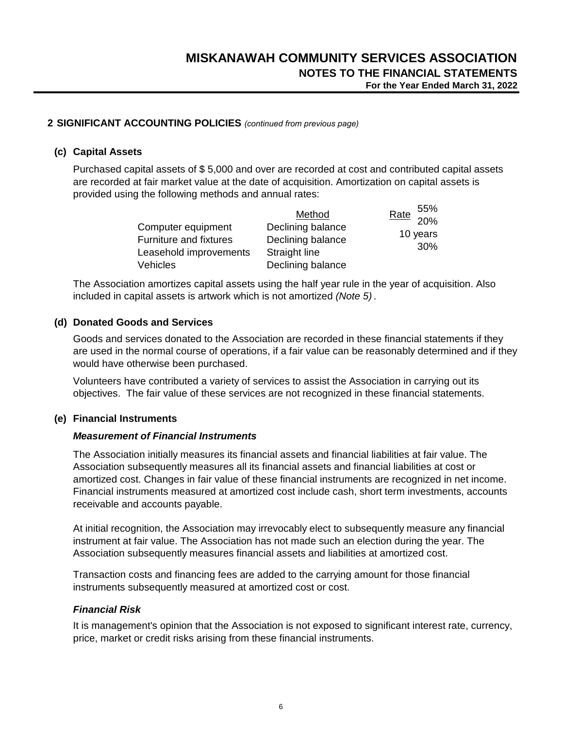## 2 SIGNIFICANT ACCOUNTING POLICIES *(continued from previous page)*

### (c) Capital Assets

Purchased capital assets of $ 5,000 and over are recorded at cost and contributed capital assets are recorded at fair market value at the date of acquisition. Amortization on capital assets is provided using the following methods and annual rates:

| | Method | Rate |
|---|---|---|
| Computer equipment | Declining balance | 55% |
| Furniture and fixtures | Declining balance | 20% |
| Leasehold improvements | Straight line | 10 years |
| Vehicles | Declining balance | 30% |

The Association amortizes capital assets using the half year rule in the year of acquisition. Also included in capital assets is artwork which is not amortized *(Note 5)* .

### (d) Donated Goods and Services

Goods and services donated to the Association are recorded in these financial statements if they are used in the normal course of operations, if a fair value can be reasonably determined and if they would have otherwise been purchased.

Volunteers have contributed a variety of services to assist the Association in carrying out its objectives. The fair value of these services are not recognized in these financial statements.

### (e) Financial Instruments

#### *Measurement of Financial Instruments*

The Association initially measures its financial assets and financial liabilities at fair value. The Association subsequently measures all its financial assets and financial liabilities at cost or amortized cost. Changes in fair value of these financial instruments are recognized in net income. Financial instruments measured at amortized cost include cash, short term investments, accounts receivable and accounts payable.

At initial recognition, the Association may irrevocably elect to subsequently measure any financial instrument at fair value. The Association has not made such an election during the year. The Association subsequently measures financial assets and liabilities at amortized cost.

Transaction costs and financing fees are added to the carrying amount for those financial instruments subsequently measured at amortized cost or cost.

#### *Financial Risk*

It is management's opinion that the Association is not exposed to significant interest rate, currency, price, market or credit risks arising from these financial instruments.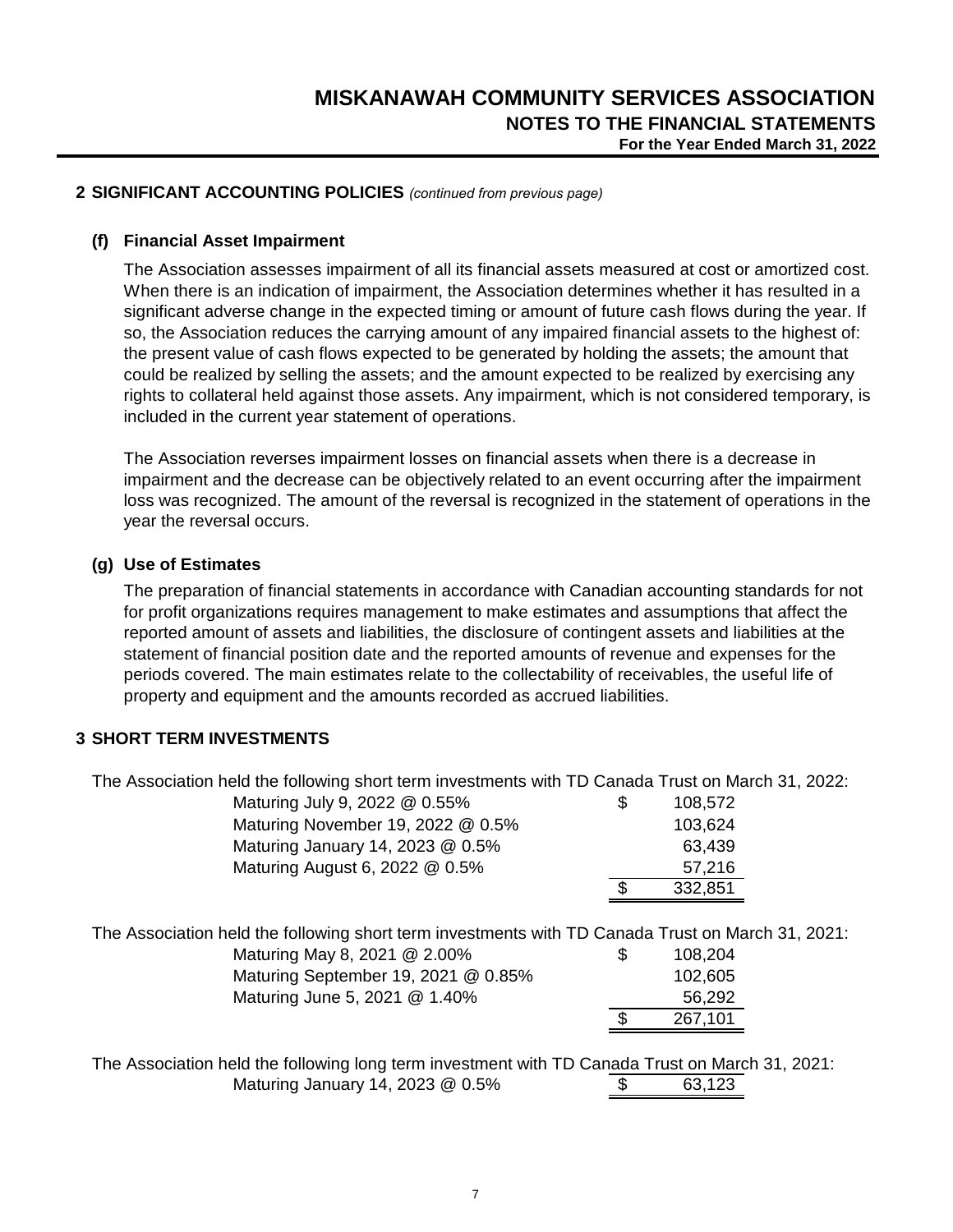## 2 SIGNIFICANT ACCOUNTING POLICIES *(continued from previous page)*

### (f) Financial Asset Impairment

The Association assesses impairment of all its financial assets measured at cost or amortized cost. When there is an indication of impairment, the Association determines whether it has resulted in a significant adverse change in the expected timing or amount of future cash flows during the year. If so, the Association reduces the carrying amount of any impaired financial assets to the highest of: the present value of cash flows expected to be generated by holding the assets; the amount that could be realized by selling the assets; and the amount expected to be realized by exercising any rights to collateral held against those assets. Any impairment, which is not considered temporary, is included in the current year statement of operations.

The Association reverses impairment losses on financial assets when there is a decrease in impairment and the decrease can be objectively related to an event occurring after the impairment loss was recognized. The amount of the reversal is recognized in the statement of operations in the year the reversal occurs.

### (g) Use of Estimates

The preparation of financial statements in accordance with Canadian accounting standards for not for profit organizations requires management to make estimates and assumptions that affect the reported amount of assets and liabilities, the disclosure of contingent assets and liabilities at the statement of financial position date and the reported amounts of revenue and expenses for the periods covered. The main estimates relate to the collectability of receivables, the useful life of property and equipment and the amounts recorded as accrued liabilities.

## 3 SHORT TERM INVESTMENTS

The Association held the following short term investments with TD Canada Trust on March 31, 2022:

| | | |
|---|---|---|
| Maturing July 9, 2022 @ 0.55% | $ | 108,572 |
| Maturing November 19, 2022 @ 0.5% | | 103,624 |
| Maturing January 14, 2023 @ 0.5% | | 63,439 |
| Maturing August 6, 2022 @ 0.5% | | 57,216 |
| | $ | 332,851 |

The Association held the following short term investments with TD Canada Trust on March 31, 2021:

| | | |
|---|---|---|
| Maturing May 8, 2021 @ 2.00% | $ | 108,204 |
| Maturing September 19, 2021 @ 0.85% | | 102,605 |
| Maturing June 5, 2021 @ 1.40% | | 56,292 |
| | $ | 267,101 |

The Association held the following long term investment with TD Canada Trust on March 31, 2021:

| | | |
|---|---|---|
| Maturing January 14, 2023 @ 0.5% | $ | 63,123 |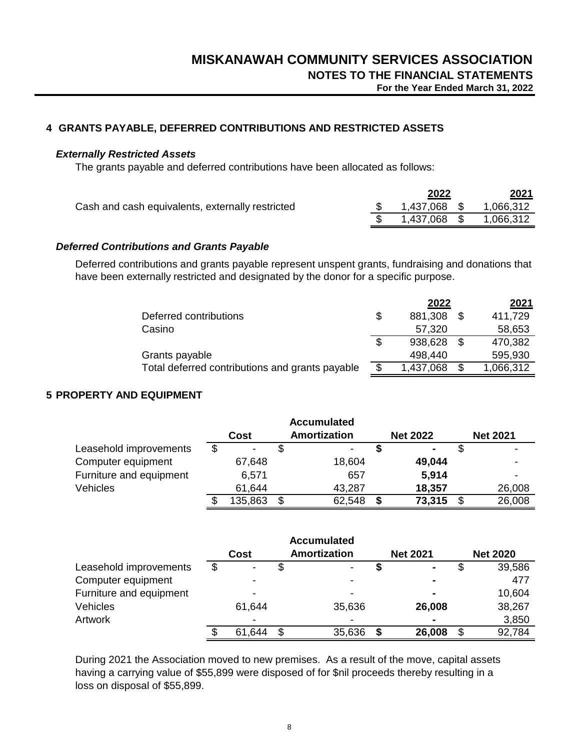## 4 GRANTS PAYABLE, DEFERRED CONTRIBUTIONS AND RESTRICTED ASSETS

### *Externally Restricted Assets*

The grants payable and deferred contributions have been allocated as follows:

| | 2022 | 2021 |
|---|---|---|
| Cash and cash equivalents, externally restricted | $ 1,437,068 | $ 1,066,312 |
| | $ 1,437,068 | $ 1,066,312 |

### *Deferred Contributions and Grants Payable*

Deferred contributions and grants payable represent unspent grants, fundraising and donations that have been externally restricted and designated by the donor for a specific purpose.

| | 2022 | 2021 |
|---|---|---|
| Deferred contributions | $ 881,308 | $ 411,729 |
| Casino | 57,320 | 58,653 |
| | $ 938,628 | $ 470,382 |
| Grants payable | 498,440 | 595,930 |
| Total deferred contributions and grants payable | $ 1,437,068 | $ 1,066,312 |

## 5 PROPERTY AND EQUIPMENT

| | Cost | Accumulated Amortization | Net 2022 | Net 2021 |
|---|---|---|---|---|
| Leasehold improvements | $ - | $ - | **$ -** | $ - |
| Computer equipment | 67,648 | 18,604 | **49,044** | - |
| Furniture and equipment | 6,571 | 657 | **5,914** | - |
| Vehicles | 61,644 | 43,287 | **18,357** | 26,008 |
| | $ 135,863 | $ 62,548 | **$ 73,315** | $ 26,008 |

| | Cost | Accumulated Amortization | Net 2021 | Net 2020 |
|---|---|---|---|---|
| Leasehold improvements | $ - | $ - | **$ -** | $ 39,586 |
| Computer equipment | - | - | **-** | 477 |
| Furniture and equipment | - | - | **-** | 10,604 |
| Vehicles | 61,644 | 35,636 | **26,008** | 38,267 |
| Artwork | - | - | **-** | 3,850 |
| | $ 61,644 | $ 35,636 | **$ 26,008** | $ 92,784 |

During 2021 the Association moved to new premises. As a result of the move, capital assets having a carrying value of $55,899 were disposed of for $nil proceeds thereby resulting in a loss on disposal of $55,899.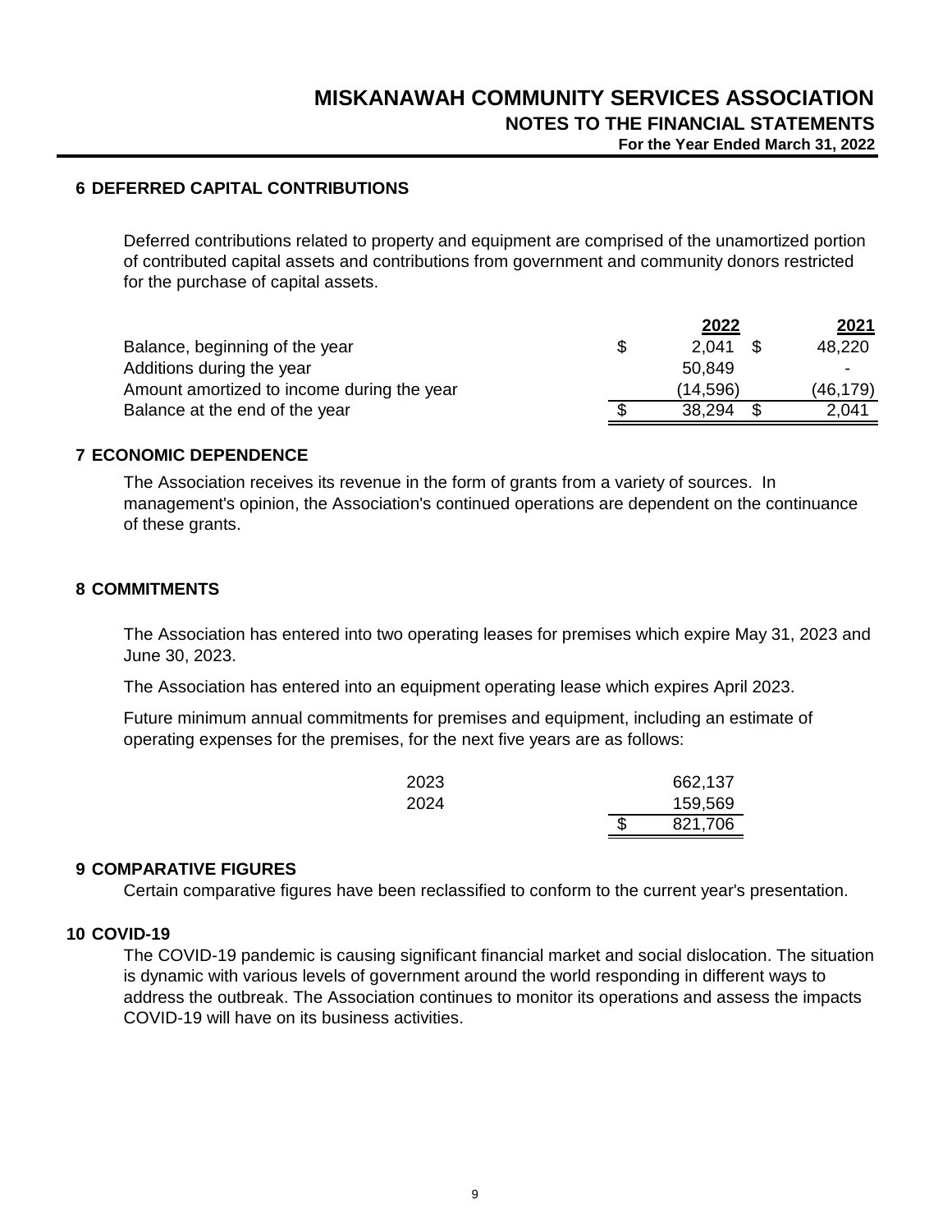# MISKANAWAH COMMUNITY SERVICES ASSOCIATION

## NOTES TO THE FINANCIAL STATEMENTS

**For the Year Ended March 31, 2022**

### 6 DEFERRED CAPITAL CONTRIBUTIONS

Deferred contributions related to property and equipment are comprised of the unamortized portion of contributed capital assets and contributions from government and community donors restricted for the purchase of capital assets.

| | 2022 | 2021 |
|---|---|---|
| Balance, beginning of the year | $ 2,041 | $ 48,220 |
| Additions during the year | 50,849 | - |
| Amount amortized to income during the year | (14,596) | (46,179) |
| Balance at the end of the year | $ 38,294 | $ 2,041 |

### 7 ECONOMIC DEPENDENCE

The Association receives its revenue in the form of grants from a variety of sources. In management's opinion, the Association's continued operations are dependent on the continuance of these grants.

### 8 COMMITMENTS

The Association has entered into two operating leases for premises which expire May 31, 2023 and June 30, 2023.

The Association has entered into an equipment operating lease which expires April 2023.

Future minimum annual commitments for premises and equipment, including an estimate of operating expenses for the premises, for the next five years are as follows:

| | |
|---|---|
| 2023 | 662,137 |
| 2024 | 159,569 |
| | $ 821,706 |

### 9 COMPARATIVE FIGURES

Certain comparative figures have been reclassified to conform to the current year's presentation.

### 10 COVID-19

The COVID-19 pandemic is causing significant financial market and social dislocation. The situation is dynamic with various levels of government around the world responding in different ways to address the outbreak. The Association continues to monitor its operations and assess the impacts COVID-19 will have on its business activities.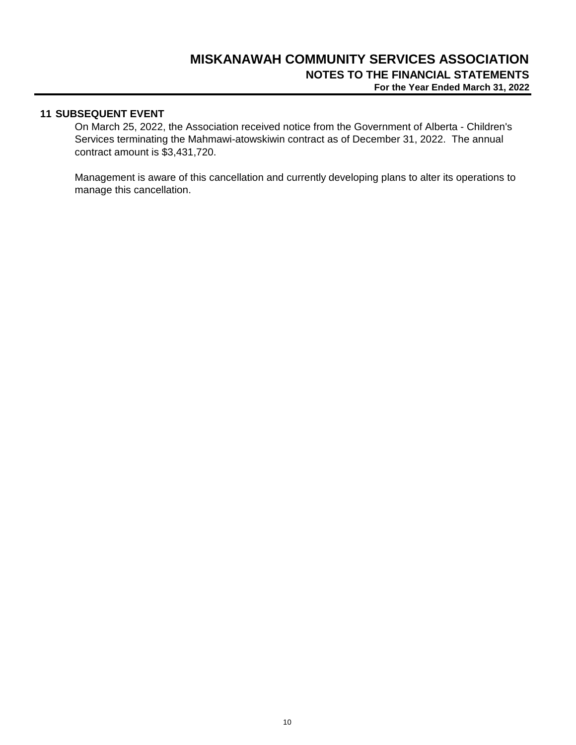## 11 SUBSEQUENT EVENT

On March 25, 2022, the Association received notice from the Government of Alberta - Children's Services terminating the Mahmawi-atowskiwin contract as of December 31, 2022. The annual contract amount is $3,431,720.

Management is aware of this cancellation and currently developing plans to alter its operations to manage this cancellation.